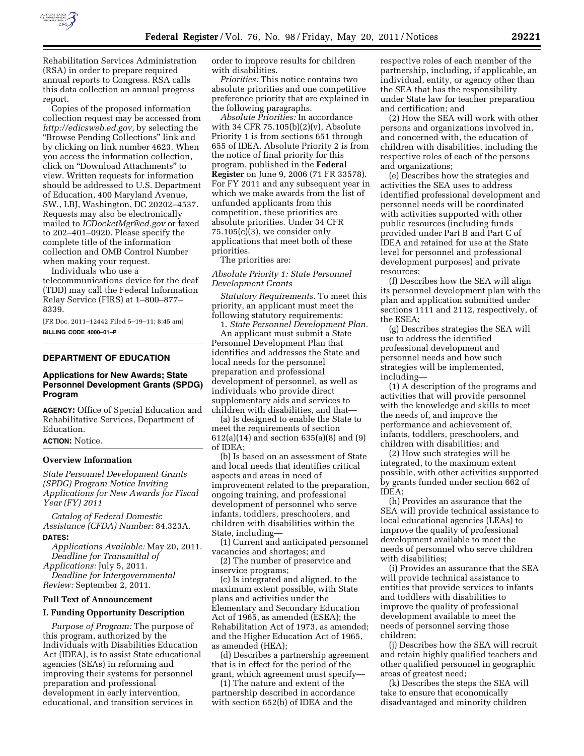Rehabilitation Services Administration (RSA) in order to prepare required annual reports to Congress. RSA calls this data collection an annual progress report.

Copies of the proposed information collection request may be accessed from *http://edicsweb.ed.gov,* by selecting the "Browse Pending Collections" link and by clicking on link number 4623. When you access the information collection, click on "Download Attachments" to view. Written requests for information should be addressed to U.S. Department of Education, 400 Maryland Avenue, SW., LBJ, Washington, DC 20202–4537. Requests may also be electronically mailed to *ICDocketMgr@ed.gov* or faxed to 202–401–0920. Please specify the complete title of the information collection and OMB Control Number when making your request.

Individuals who use a telecommunications device for the deaf (TDD) may call the Federal Information Relay Service (FIRS) at 1–800–877–8339.

[FR Doc. 2011–12442 Filed 5–19–11; 8:45 am]

**BILLING CODE 4000–01–P**

## DEPARTMENT OF EDUCATION

### Applications for New Awards; State Personnel Development Grants (SPDG) Program

**AGENCY:** Office of Special Education and Rehabilitative Services, Department of Education.

**ACTION:** Notice.

#### Overview Information

*State Personnel Development Grants (SPDG) Program Notice Inviting Applications for New Awards for Fiscal Year (FY) 2011*

*Catalog of Federal Domestic Assistance (CFDA) Number:* 84.323A.

**DATES:**

*Applications Available:* May 20, 2011.

*Deadline for Transmittal of Applications:* July 5, 2011.

*Deadline for Intergovernmental Review:* September 2, 2011.

#### Full Text of Announcement

#### I. Funding Opportunity Description

*Purpose of Program:* The purpose of this program, authorized by the Individuals with Disabilities Education Act (IDEA), is to assist State educational agencies (SEAs) in reforming and improving their systems for personnel preparation and professional development in early intervention, educational, and transition services in order to improve results for children with disabilities.

*Priorities:* This notice contains two absolute priorities and one competitive preference priority that are explained in the following paragraphs.

*Absolute Priorities:* In accordance with 34 CFR 75.105(b)(2)(v), Absolute Priority 1 is from sections 651 through 655 of IDEA. Absolute Priority 2 is from the notice of final priority for this program, published in the **Federal Register** on June 9, 2006 (71 FR 33578). For FY 2011 and any subsequent year in which we make awards from the list of unfunded applicants from this competition, these priorities are absolute priorities. Under 34 CFR 75.105(c)(3), we consider only applications that meet both of these priorities.

The priorities are:

*Absolute Priority 1: State Personnel Development Grants*

*Statutory Requirements.* To meet this priority, an applicant must meet the following statutory requirements:

1. *State Personnel Development Plan.* An applicant must submit a State Personnel Development Plan that identifies and addresses the State and local needs for the personnel preparation and professional development of personnel, as well as individuals who provide direct supplementary aids and services to children with disabilities, and that—

(a) Is designed to enable the State to meet the requirements of section 612(a)(14) and section 635(a)(8) and (9) of IDEA;

(b) Is based on an assessment of State and local needs that identifies critical aspects and areas in need of improvement related to the preparation, ongoing training, and professional development of personnel who serve infants, toddlers, preschoolers, and children with disabilities within the State, including—

(1) Current and anticipated personnel vacancies and shortages; and

(2) The number of preservice and inservice programs;

(c) Is integrated and aligned, to the maximum extent possible, with State plans and activities under the Elementary and Secondary Education Act of 1965, as amended (ESEA); the Rehabilitation Act of 1973, as amended; and the Higher Education Act of 1965, as amended (HEA);

(d) Describes a partnership agreement that is in effect for the period of the grant, which agreement must specify—

(1) The nature and extent of the partnership described in accordance with section 652(b) of IDEA and the respective roles of each member of the partnership, including, if applicable, an individual, entity, or agency other than the SEA that has the responsibility under State law for teacher preparation and certification; and

(2) How the SEA will work with other persons and organizations involved in, and concerned with, the education of children with disabilities, including the respective roles of each of the persons and organizations;

(e) Describes how the strategies and activities the SEA uses to address identified professional development and personnel needs will be coordinated with activities supported with other public resources (including funds provided under Part B and Part C of IDEA and retained for use at the State level for personnel and professional development purposes) and private resources;

(f) Describes how the SEA will align its personnel development plan with the plan and application submitted under sections 1111 and 2112, respectively, of the ESEA;

(g) Describes strategies the SEA will use to address the identified professional development and personnel needs and how such strategies will be implemented, including—

(1) A description of the programs and activities that will provide personnel with the knowledge and skills to meet the needs of, and improve the performance and achievement of, infants, toddlers, preschoolers, and children with disabilities; and

(2) How such strategies will be integrated, to the maximum extent possible, with other activities supported by grants funded under section 662 of IDEA;

(h) Provides an assurance that the SEA will provide technical assistance to local educational agencies (LEAs) to improve the quality of professional development available to meet the needs of personnel who serve children with disabilities;

(i) Provides an assurance that the SEA will provide technical assistance to entities that provide services to infants and toddlers with disabilities to improve the quality of professional development available to meet the needs of personnel serving those children;

(j) Describes how the SEA will recruit and retain highly qualified teachers and other qualified personnel in geographic areas of greatest need;

(k) Describes the steps the SEA will take to ensure that economically disadvantaged and minority children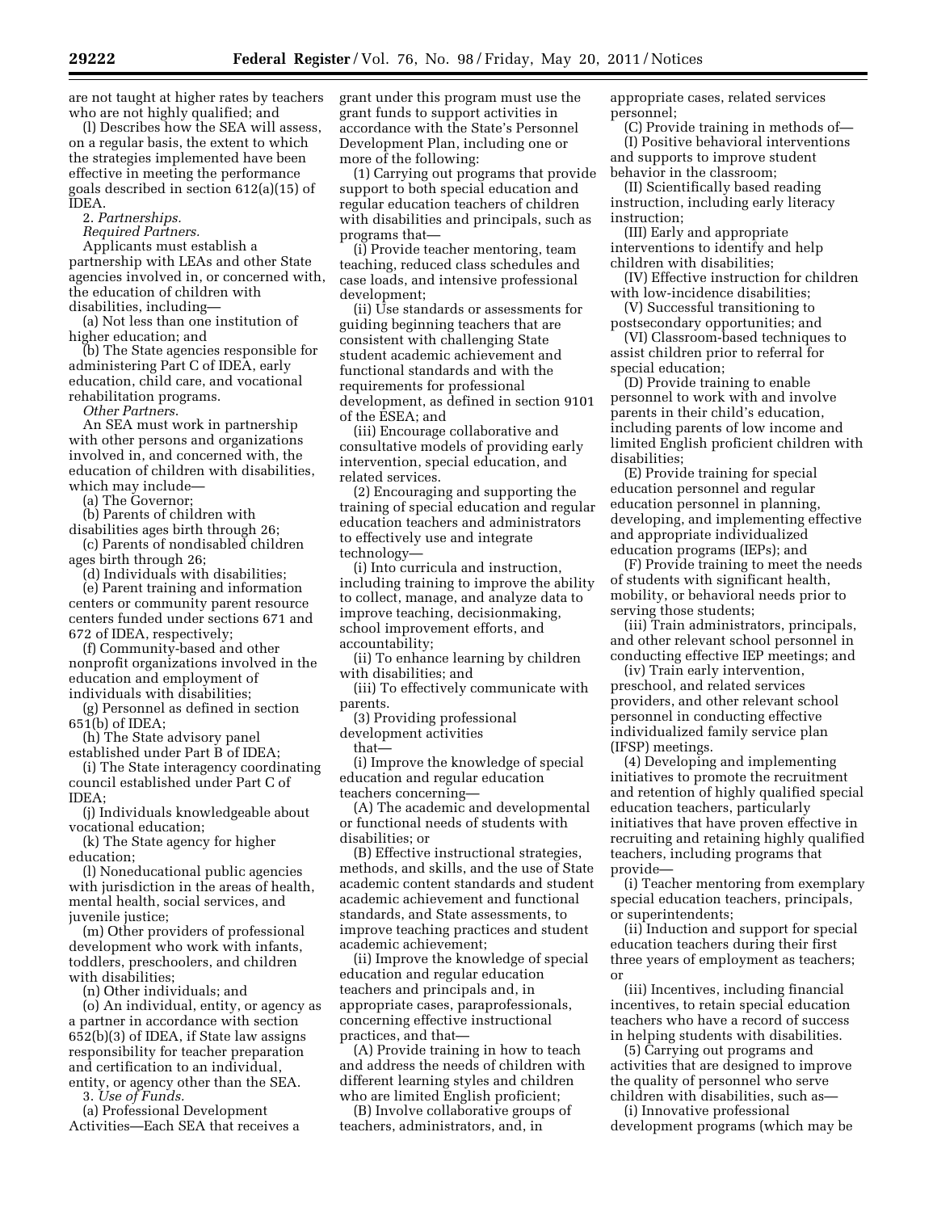are not taught at higher rates by teachers who are not highly qualified; and

(l) Describes how the SEA will assess, on a regular basis, the extent to which the strategies implemented have been effective in meeting the performance goals described in section 612(a)(15) of IDEA.

2. *Partnerships.*

*Required Partners.*

Applicants must establish a partnership with LEAs and other State agencies involved in, or concerned with, the education of children with disabilities, including—

(a) Not less than one institution of higher education; and

(b) The State agencies responsible for administering Part C of IDEA, early education, child care, and vocational rehabilitation programs.

*Other Partners.*

An SEA must work in partnership with other persons and organizations involved in, and concerned with, the education of children with disabilities, which may include—

(a) The Governor;

(b) Parents of children with disabilities ages birth through 26;

(c) Parents of nondisabled children ages birth through 26;

(d) Individuals with disabilities;

(e) Parent training and information centers or community parent resource centers funded under sections 671 and 672 of IDEA, respectively;

(f) Community-based and other nonprofit organizations involved in the education and employment of individuals with disabilities;

(g) Personnel as defined in section 651(b) of IDEA;

(h) The State advisory panel established under Part B of IDEA;

(i) The State interagency coordinating council established under Part C of IDEA;

(j) Individuals knowledgeable about vocational education;

(k) The State agency for higher education;

(l) Noneducational public agencies with jurisdiction in the areas of health, mental health, social services, and juvenile justice;

(m) Other providers of professional development who work with infants, toddlers, preschoolers, and children with disabilities;

(n) Other individuals; and

(o) An individual, entity, or agency as a partner in accordance with section 652(b)(3) of IDEA, if State law assigns responsibility for teacher preparation and certification to an individual, entity, or agency other than the SEA.

3. *Use of Funds.*

(a) Professional Development Activities—Each SEA that receives a grant under this program must use the grant funds to support activities in accordance with the State's Personnel Development Plan, including one or more of the following:

(1) Carrying out programs that provide support to both special education and regular education teachers of children with disabilities and principals, such as programs that—

(i) Provide teacher mentoring, team teaching, reduced class schedules and case loads, and intensive professional development;

(ii) Use standards or assessments for guiding beginning teachers that are consistent with challenging State student academic achievement and functional standards and with the requirements for professional development, as defined in section 9101 of the ESEA; and

(iii) Encourage collaborative and consultative models of providing early intervention, special education, and related services.

(2) Encouraging and supporting the training of special education and regular education teachers and administrators to effectively use and integrate technology—

(i) Into curricula and instruction, including training to improve the ability to collect, manage, and analyze data to improve teaching, decisionmaking, school improvement efforts, and accountability;

(ii) To enhance learning by children with disabilities; and

(iii) To effectively communicate with parents.

(3) Providing professional development activities that—

(i) Improve the knowledge of special education and regular education teachers concerning—

(A) The academic and developmental or functional needs of students with disabilities; or

(B) Effective instructional strategies, methods, and skills, and the use of State academic content standards and student academic achievement and functional standards, and State assessments, to improve teaching practices and student academic achievement;

(ii) Improve the knowledge of special education and regular education teachers and principals and, in appropriate cases, paraprofessionals, concerning effective instructional practices, and that—

(A) Provide training in how to teach and address the needs of children with different learning styles and children who are limited English proficient;

(B) Involve collaborative groups of teachers, administrators, and, in appropriate cases, related services personnel;

(C) Provide training in methods of—

(I) Positive behavioral interventions and supports to improve student behavior in the classroom;

(II) Scientifically based reading instruction, including early literacy instruction;

(III) Early and appropriate interventions to identify and help children with disabilities;

(IV) Effective instruction for children with low-incidence disabilities;

(V) Successful transitioning to postsecondary opportunities; and

(VI) Classroom-based techniques to assist children prior to referral for special education;

(D) Provide training to enable personnel to work with and involve parents in their child's education, including parents of low income and limited English proficient children with disabilities;

(E) Provide training for special education personnel and regular education personnel in planning, developing, and implementing effective and appropriate individualized education programs (IEPs); and

(F) Provide training to meet the needs of students with significant health, mobility, or behavioral needs prior to serving those students;

(iii) Train administrators, principals, and other relevant school personnel in conducting effective IEP meetings; and

(iv) Train early intervention, preschool, and related services providers, and other relevant school personnel in conducting effective individualized family service plan (IFSP) meetings.

(4) Developing and implementing initiatives to promote the recruitment and retention of highly qualified special education teachers, particularly initiatives that have proven effective in recruiting and retaining highly qualified teachers, including programs that provide—

(i) Teacher mentoring from exemplary special education teachers, principals, or superintendents;

(ii) Induction and support for special education teachers during their first three years of employment as teachers; or

(iii) Incentives, including financial incentives, to retain special education teachers who have a record of success in helping students with disabilities.

(5) Carrying out programs and activities that are designed to improve the quality of personnel who serve children with disabilities, such as—

(i) Innovative professional development programs (which may be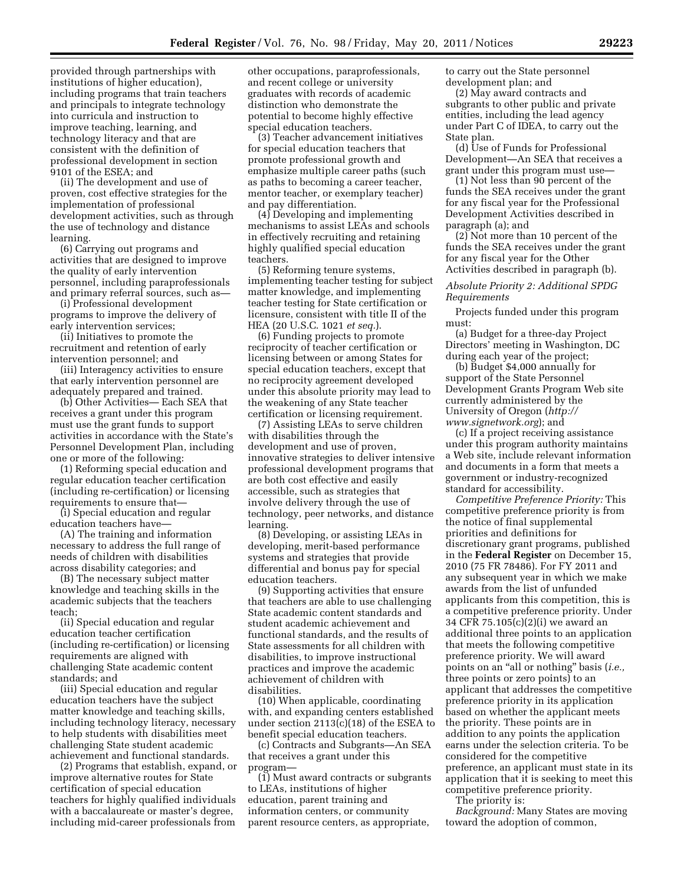provided through partnerships with institutions of higher education), including programs that train teachers and principals to integrate technology into curricula and instruction to improve teaching, learning, and technology literacy and that are consistent with the definition of professional development in section 9101 of the ESEA; and

(ii) The development and use of proven, cost effective strategies for the implementation of professional development activities, such as through the use of technology and distance learning.

(6) Carrying out programs and activities that are designed to improve the quality of early intervention personnel, including paraprofessionals and primary referral sources, such as—

(i) Professional development programs to improve the delivery of early intervention services;

(ii) Initiatives to promote the recruitment and retention of early intervention personnel; and

(iii) Interagency activities to ensure that early intervention personnel are adequately prepared and trained.

(b) Other Activities— Each SEA that receives a grant under this program must use the grant funds to support activities in accordance with the State's Personnel Development Plan, including one or more of the following:

(1) Reforming special education and regular education teacher certification (including re-certification) or licensing requirements to ensure that—

(i) Special education and regular education teachers have—

(A) The training and information necessary to address the full range of needs of children with disabilities across disability categories; and

(B) The necessary subject matter knowledge and teaching skills in the academic subjects that the teachers teach;

(ii) Special education and regular education teacher certification (including re-certification) or licensing requirements are aligned with challenging State academic content standards; and

(iii) Special education and regular education teachers have the subject matter knowledge and teaching skills, including technology literacy, necessary to help students with disabilities meet challenging State student academic achievement and functional standards.

(2) Programs that establish, expand, or improve alternative routes for State certification of special education teachers for highly qualified individuals with a baccalaureate or master's degree, including mid-career professionals from other occupations, paraprofessionals, and recent college or university graduates with records of academic distinction who demonstrate the potential to become highly effective special education teachers.

(3) Teacher advancement initiatives for special education teachers that promote professional growth and emphasize multiple career paths (such as paths to becoming a career teacher, mentor teacher, or exemplary teacher) and pay differentiation.

(4) Developing and implementing mechanisms to assist LEAs and schools in effectively recruiting and retaining highly qualified special education teachers.

(5) Reforming tenure systems, implementing teacher testing for subject matter knowledge, and implementing teacher testing for State certification or licensure, consistent with title II of the HEA (20 U.S.C. 1021 *et seq.*).

(6) Funding projects to promote reciprocity of teacher certification or licensing between or among States for special education teachers, except that no reciprocity agreement developed under this absolute priority may lead to the weakening of any State teacher certification or licensing requirement.

(7) Assisting LEAs to serve children with disabilities through the development and use of proven, innovative strategies to deliver intensive professional development programs that are both cost effective and easily accessible, such as strategies that involve delivery through the use of technology, peer networks, and distance learning.

(8) Developing, or assisting LEAs in developing, merit-based performance systems and strategies that provide differential and bonus pay for special education teachers.

(9) Supporting activities that ensure that teachers are able to use challenging State academic content standards and student academic achievement and functional standards, and the results of State assessments for all children with disabilities, to improve instructional practices and improve the academic achievement of children with disabilities.

(10) When applicable, coordinating with, and expanding centers established under section 2113(c)(18) of the ESEA to benefit special education teachers.

(c) Contracts and Subgrants—An SEA that receives a grant under this program—

(1) Must award contracts or subgrants to LEAs, institutions of higher education, parent training and information centers, or community parent resource centers, as appropriate, to carry out the State personnel development plan; and

(2) May award contracts and subgrants to other public and private entities, including the lead agency under Part C of IDEA, to carry out the State plan.

(d) Use of Funds for Professional Development—An SEA that receives a grant under this program must use—

(1) Not less than 90 percent of the funds the SEA receives under the grant for any fiscal year for the Professional Development Activities described in paragraph (a); and

(2) Not more than 10 percent of the funds the SEA receives under the grant for any fiscal year for the Other Activities described in paragraph (b).

*Absolute Priority 2: Additional SPDG Requirements*

Projects funded under this program must:

(a) Budget for a three-day Project Directors' meeting in Washington, DC during each year of the project;

(b) Budget $4,000 annually for support of the State Personnel Development Grants Program Web site currently administered by the University of Oregon (*http://www.signetwork.org*); and

(c) If a project receiving assistance under this program authority maintains a Web site, include relevant information and documents in a form that meets a government or industry-recognized standard for accessibility.

*Competitive Preference Priority:* This competitive preference priority is from the notice of final supplemental priorities and definitions for discretionary grant programs, published in the **Federal Register** on December 15, 2010 (75 FR 78486). For FY 2011 and any subsequent year in which we make awards from the list of unfunded applicants from this competition, this is a competitive preference priority. Under 34 CFR 75.105(c)(2)(i) we award an additional three points to an application that meets the following competitive preference priority. We will award points on an "all or nothing" basis (*i.e.,* three points or zero points) to an applicant that addresses the competitive preference priority in its application based on whether the applicant meets the priority. These points are in addition to any points the application earns under the selection criteria. To be considered for the competitive preference, an applicant must state in its application that it is seeking to meet this competitive preference priority.

The priority is:

*Background:* Many States are moving toward the adoption of common,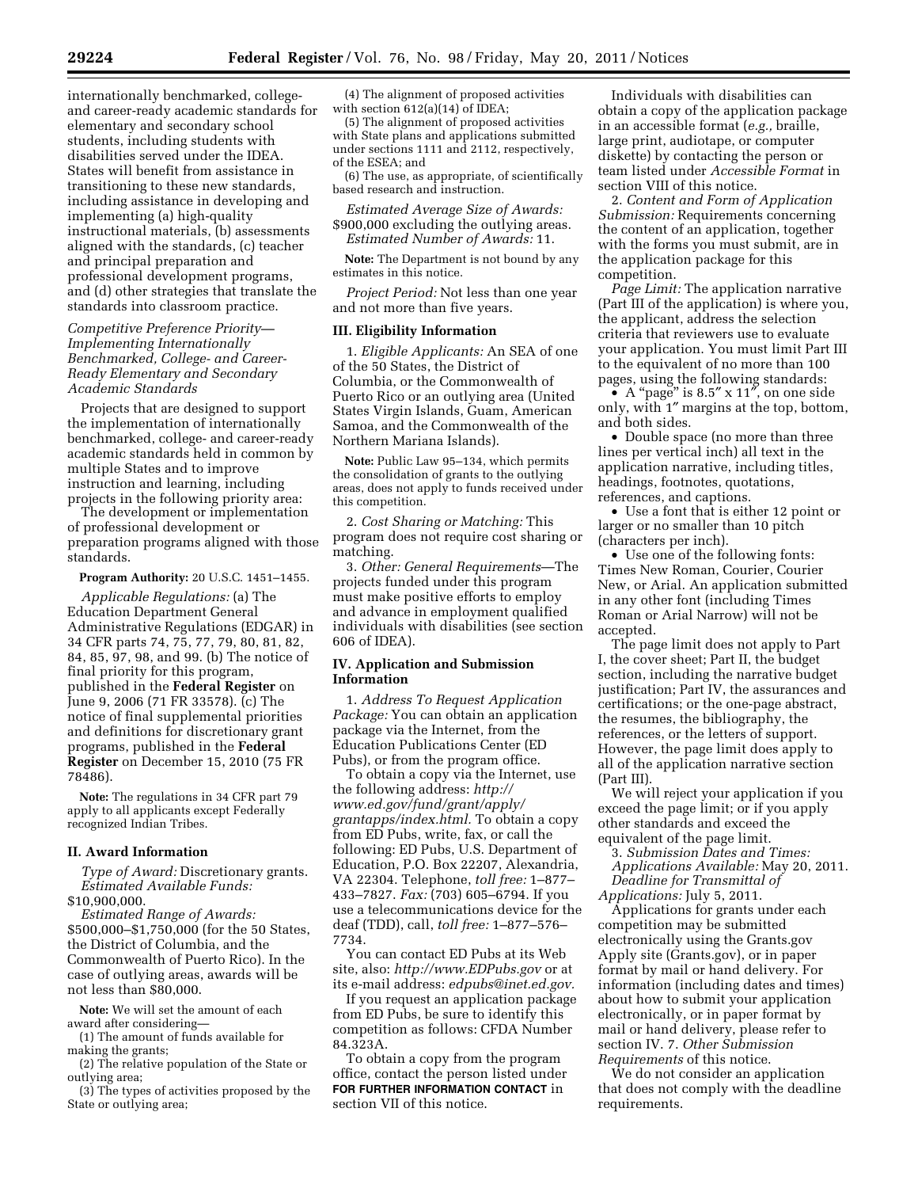internationally benchmarked, college- and career-ready academic standards for elementary and secondary school students, including students with disabilities served under the IDEA. States will benefit from assistance in transitioning to these new standards, including assistance in developing and implementing (a) high-quality instructional materials, (b) assessments aligned with the standards, (c) teacher and principal preparation and professional development programs, and (d) other strategies that translate the standards into classroom practice.

*Competitive Preference Priority—Implementing Internationally Benchmarked, College- and Career-Ready Elementary and Secondary Academic Standards*

Projects that are designed to support the implementation of internationally benchmarked, college- and career-ready academic standards held in common by multiple States and to improve instruction and learning, including projects in the following priority area:

The development or implementation of professional development or preparation programs aligned with those standards.

**Program Authority:** 20 U.S.C. 1451–1455.

*Applicable Regulations:* (a) The Education Department General Administrative Regulations (EDGAR) in 34 CFR parts 74, 75, 77, 79, 80, 81, 82, 84, 85, 97, 98, and 99. (b) The notice of final priority for this program, published in the **Federal Register** on June 9, 2006 (71 FR 33578). (c) The notice of final supplemental priorities and definitions for discretionary grant programs, published in the **Federal Register** on December 15, 2010 (75 FR 78486).

**Note:** The regulations in 34 CFR part 79 apply to all applicants except Federally recognized Indian Tribes.

## II. Award Information

*Type of Award:* Discretionary grants.

*Estimated Available Funds:* $10,900,000.

*Estimated Range of Awards:* $500,000–$1,750,000 (for the 50 States, the District of Columbia, and the Commonwealth of Puerto Rico). In the case of outlying areas, awards will be not less than $80,000.

**Note:** We will set the amount of each award after considering—

(1) The amount of funds available for making the grants;

(2) The relative population of the State or outlying area;

(3) The types of activities proposed by the State or outlying area;

(4) The alignment of proposed activities with section 612(a)(14) of IDEA;

(5) The alignment of proposed activities with State plans and applications submitted under sections 1111 and 2112, respectively, of the ESEA; and

(6) The use, as appropriate, of scientifically based research and instruction.

*Estimated Average Size of Awards:* $900,000 excluding the outlying areas.

*Estimated Number of Awards:* 11.

**Note:** The Department is not bound by any estimates in this notice.

*Project Period:* Not less than one year and not more than five years.

## III. Eligibility Information

1. *Eligible Applicants:* An SEA of one of the 50 States, the District of Columbia, or the Commonwealth of Puerto Rico or an outlying area (United States Virgin Islands, Guam, American Samoa, and the Commonwealth of the Northern Mariana Islands).

**Note:** Public Law 95–134, which permits the consolidation of grants to the outlying areas, does not apply to funds received under this competition.

2. *Cost Sharing or Matching:* This program does not require cost sharing or matching.

3. *Other: General Requirements*—The projects funded under this program must make positive efforts to employ and advance in employment qualified individuals with disabilities (see section 606 of IDEA).

## IV. Application and Submission Information

1. *Address To Request Application Package:* You can obtain an application package via the Internet, from the Education Publications Center (ED Pubs), or from the program office.

To obtain a copy via the Internet, use the following address: *http://www.ed.gov/fund/grant/apply/grantapps/index.html.* To obtain a copy from ED Pubs, write, fax, or call the following: ED Pubs, U.S. Department of Education, P.O. Box 22207, Alexandria, VA 22304. Telephone, *toll free:* 1–877–433–7827. *Fax:* (703) 605–6794. If you use a telecommunications device for the deaf (TDD), call, *toll free:* 1–877–576–7734.

You can contact ED Pubs at its Web site, also: *http://www.EDPubs.gov* or at its e-mail address: *edpubs@inet.ed.gov.*

If you request an application package from ED Pubs, be sure to identify this competition as follows: CFDA Number 84.323A.

To obtain a copy from the program office, contact the person listed under **FOR FURTHER INFORMATION CONTACT** in section VII of this notice.

Individuals with disabilities can obtain a copy of the application package in an accessible format (*e.g.,* braille, large print, audiotape, or computer diskette) by contacting the person or team listed under *Accessible Format* in section VIII of this notice.

2. *Content and Form of Application Submission:* Requirements concerning the content of an application, together with the forms you must submit, are in the application package for this competition.

*Page Limit:* The application narrative (Part III of the application) is where you, the applicant, address the selection criteria that reviewers use to evaluate your application. You must limit Part III to the equivalent of no more than 100 pages, using the following standards:

- A "page" is 8.5″ x 11″, on one side only, with 1″ margins at the top, bottom, and both sides.
- Double space (no more than three lines per vertical inch) all text in the application narrative, including titles, headings, footnotes, quotations, references, and captions.
- Use a font that is either 12 point or larger or no smaller than 10 pitch (characters per inch).
- Use one of the following fonts: Times New Roman, Courier, Courier New, or Arial. An application submitted in any other font (including Times Roman or Arial Narrow) will not be accepted.

The page limit does not apply to Part I, the cover sheet; Part II, the budget section, including the narrative budget justification; Part IV, the assurances and certifications; or the one-page abstract, the resumes, the bibliography, the references, or the letters of support. However, the page limit does apply to all of the application narrative section (Part III).

We will reject your application if you exceed the page limit; or if you apply other standards and exceed the equivalent of the page limit.

3. *Submission Dates and Times:*

*Applications Available:* May 20, 2011.

*Deadline for Transmittal of Applications:* July 5, 2011.

Applications for grants under each competition may be submitted electronically using the Grants.gov Apply site (Grants.gov), or in paper format by mail or hand delivery. For information (including dates and times) about how to submit your application electronically, or in paper format by mail or hand delivery, please refer to section IV. 7. *Other Submission Requirements* of this notice.

We do not consider an application that does not comply with the deadline requirements.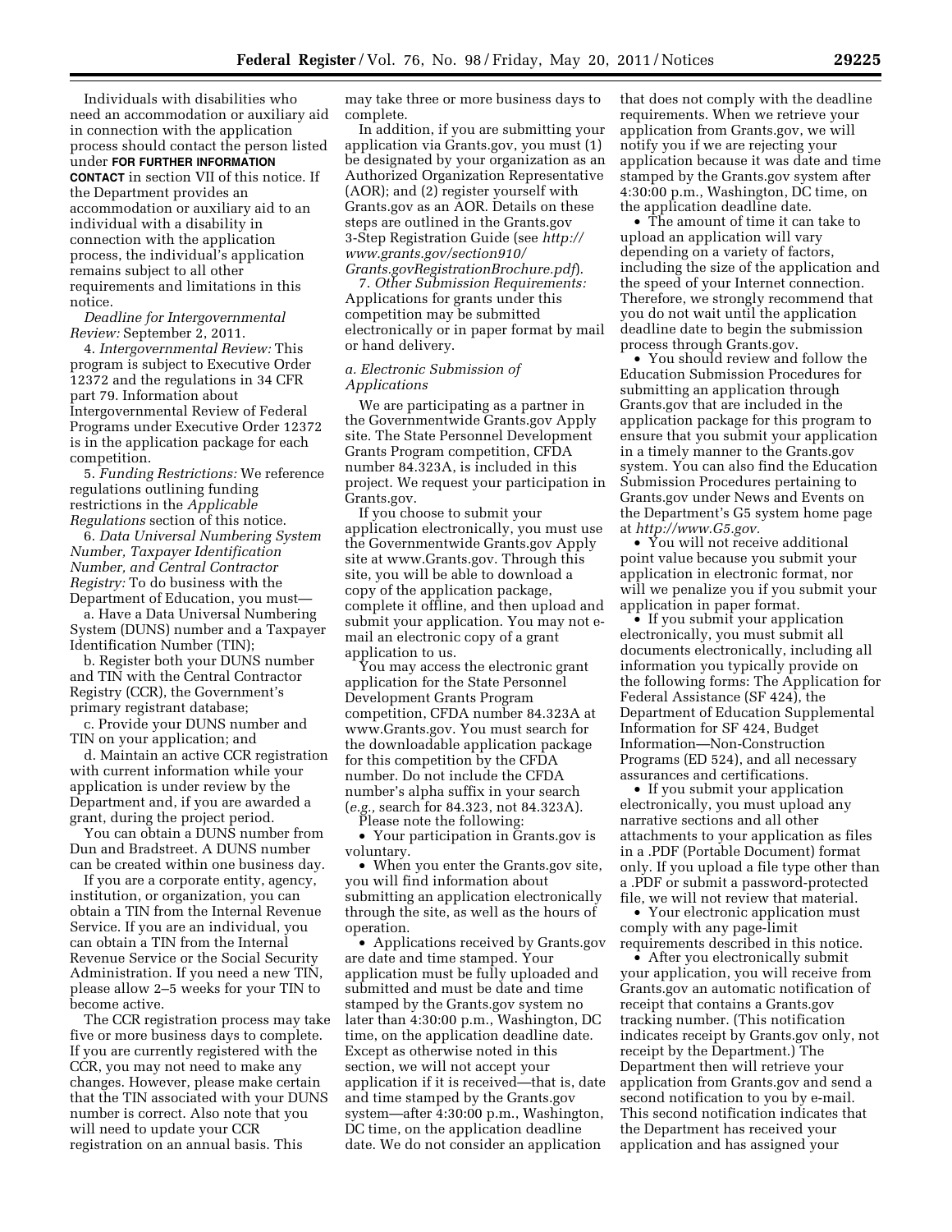Individuals with disabilities who need an accommodation or auxiliary aid in connection with the application process should contact the person listed under **FOR FURTHER INFORMATION CONTACT** in section VII of this notice. If the Department provides an accommodation or auxiliary aid to an individual with a disability in connection with the application process, the individual's application remains subject to all other requirements and limitations in this notice.

*Deadline for Intergovernmental Review:* September 2, 2011.

4. *Intergovernmental Review:* This program is subject to Executive Order 12372 and the regulations in 34 CFR part 79. Information about Intergovernmental Review of Federal Programs under Executive Order 12372 is in the application package for each competition.

5. *Funding Restrictions:* We reference regulations outlining funding restrictions in the *Applicable Regulations* section of this notice.

6. *Data Universal Numbering System Number, Taxpayer Identification Number, and Central Contractor Registry:* To do business with the Department of Education, you must—

a. Have a Data Universal Numbering System (DUNS) number and a Taxpayer Identification Number (TIN);

b. Register both your DUNS number and TIN with the Central Contractor Registry (CCR), the Government's primary registrant database;

c. Provide your DUNS number and TIN on your application; and

d. Maintain an active CCR registration with current information while your application is under review by the Department and, if you are awarded a grant, during the project period.

You can obtain a DUNS number from Dun and Bradstreet. A DUNS number can be created within one business day.

If you are a corporate entity, agency, institution, or organization, you can obtain a TIN from the Internal Revenue Service. If you are an individual, you can obtain a TIN from the Internal Revenue Service or the Social Security Administration. If you need a new TIN, please allow 2–5 weeks for your TIN to become active.

The CCR registration process may take five or more business days to complete. If you are currently registered with the CCR, you may not need to make any changes. However, please make certain that the TIN associated with your DUNS number is correct. Also note that you will need to update your CCR registration on an annual basis. This may take three or more business days to complete.

In addition, if you are submitting your application via Grants.gov, you must (1) be designated by your organization as an Authorized Organization Representative (AOR); and (2) register yourself with Grants.gov as an AOR. Details on these steps are outlined in the Grants.gov 3-Step Registration Guide (see *http://www.grants.gov/section910/Grants.govRegistrationBrochure.pdf*).

7. *Other Submission Requirements:* Applications for grants under this competition may be submitted electronically or in paper format by mail or hand delivery.

*a. Electronic Submission of Applications*

We are participating as a partner in the Governmentwide Grants.gov Apply site. The State Personnel Development Grants Program competition, CFDA number 84.323A, is included in this project. We request your participation in Grants.gov.

If you choose to submit your application electronically, you must use the Governmentwide Grants.gov Apply site at www.Grants.gov. Through this site, you will be able to download a copy of the application package, complete it offline, and then upload and submit your application. You may not e-mail an electronic copy of a grant application to us.

You may access the electronic grant application for the State Personnel Development Grants Program competition, CFDA number 84.323A at www.Grants.gov. You must search for the downloadable application package for this competition by the CFDA number. Do not include the CFDA number's alpha suffix in your search (*e.g.,* search for 84.323, not 84.323A).

Please note the following:

- Your participation in Grants.gov is voluntary.
- When you enter the Grants.gov site, you will find information about submitting an application electronically through the site, as well as the hours of operation.
- Applications received by Grants.gov are date and time stamped. Your application must be fully uploaded and submitted and must be date and time stamped by the Grants.gov system no later than 4:30:00 p.m., Washington, DC time, on the application deadline date. Except as otherwise noted in this section, we will not accept your application if it is received—that is, date and time stamped by the Grants.gov system—after 4:30:00 p.m., Washington, DC time, on the application deadline date. We do not consider an application that does not comply with the deadline requirements. When we retrieve your application from Grants.gov, we will notify you if we are rejecting your application because it was date and time stamped by the Grants.gov system after 4:30:00 p.m., Washington, DC time, on the application deadline date.
- The amount of time it can take to upload an application will vary depending on a variety of factors, including the size of the application and the speed of your Internet connection. Therefore, we strongly recommend that you do not wait until the application deadline date to begin the submission process through Grants.gov.
- You should review and follow the Education Submission Procedures for submitting an application through Grants.gov that are included in the application package for this program to ensure that you submit your application in a timely manner to the Grants.gov system. You can also find the Education Submission Procedures pertaining to Grants.gov under News and Events on the Department's G5 system home page at *http://www.G5.gov.*
- You will not receive additional point value because you submit your application in electronic format, nor will we penalize you if you submit your application in paper format.
- If you submit your application electronically, you must submit all documents electronically, including all information you typically provide on the following forms: The Application for Federal Assistance (SF 424), the Department of Education Supplemental Information for SF 424, Budget Information—Non-Construction Programs (ED 524), and all necessary assurances and certifications.
- If you submit your application electronically, you must upload any narrative sections and all other attachments to your application as files in a .PDF (Portable Document) format only. If you upload a file type other than a .PDF or submit a password-protected file, we will not review that material.
- Your electronic application must comply with any page-limit requirements described in this notice.
- After you electronically submit your application, you will receive from Grants.gov an automatic notification of receipt that contains a Grants.gov tracking number. (This notification indicates receipt by Grants.gov only, not receipt by the Department.) The Department then will retrieve your application from Grants.gov and send a second notification to you by e-mail. This second notification indicates that the Department has received your application and has assigned your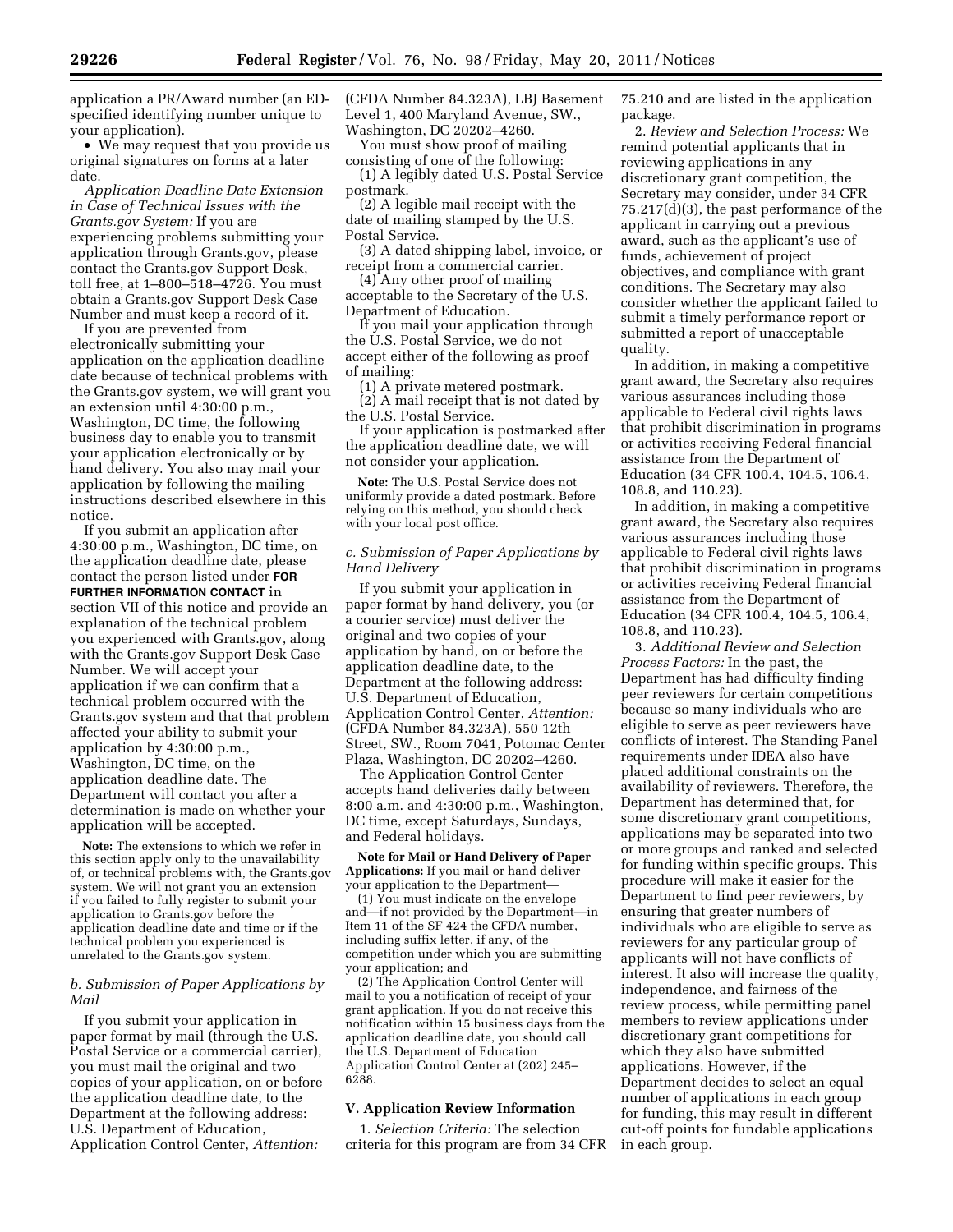application a PR/Award number (an ED-specified identifying number unique to your application).

- We may request that you provide us original signatures on forms at a later date.

*Application Deadline Date Extension in Case of Technical Issues with the Grants.gov System:* If you are experiencing problems submitting your application through Grants.gov, please contact the Grants.gov Support Desk, toll free, at 1–800–518–4726. You must obtain a Grants.gov Support Desk Case Number and must keep a record of it.

If you are prevented from electronically submitting your application on the application deadline date because of technical problems with the Grants.gov system, we will grant you an extension until 4:30:00 p.m., Washington, DC time, the following business day to enable you to transmit your application electronically or by hand delivery. You also may mail your application by following the mailing instructions described elsewhere in this notice.

If you submit an application after 4:30:00 p.m., Washington, DC time, on the application deadline date, please contact the person listed under **FOR FURTHER INFORMATION CONTACT** in section VII of this notice and provide an explanation of the technical problem you experienced with Grants.gov, along with the Grants.gov Support Desk Case Number. We will accept your application if we can confirm that a technical problem occurred with the Grants.gov system and that that problem affected your ability to submit your application by 4:30:00 p.m., Washington, DC time, on the application deadline date. The Department will contact you after a determination is made on whether your application will be accepted.

**Note:** The extensions to which we refer in this section apply only to the unavailability of, or technical problems with, the Grants.gov system. We will not grant you an extension if you failed to fully register to submit your application to Grants.gov before the application deadline date and time or if the technical problem you experienced is unrelated to the Grants.gov system.

### *b. Submission of Paper Applications by Mail*

If you submit your application in paper format by mail (through the U.S. Postal Service or a commercial carrier), you must mail the original and two copies of your application, on or before the application deadline date, to the Department at the following address: U.S. Department of Education, Application Control Center, *Attention:* (CFDA Number 84.323A), LBJ Basement Level 1, 400 Maryland Avenue, SW., Washington, DC 20202–4260.

You must show proof of mailing consisting of one of the following:

(1) A legibly dated U.S. Postal Service postmark.

(2) A legible mail receipt with the date of mailing stamped by the U.S. Postal Service.

(3) A dated shipping label, invoice, or receipt from a commercial carrier.

(4) Any other proof of mailing acceptable to the Secretary of the U.S. Department of Education.

If you mail your application through the U.S. Postal Service, we do not accept either of the following as proof of mailing:

(1) A private metered postmark.

(2) A mail receipt that is not dated by the U.S. Postal Service.

If your application is postmarked after the application deadline date, we will not consider your application.

**Note:** The U.S. Postal Service does not uniformly provide a dated postmark. Before relying on this method, you should check with your local post office.

### *c. Submission of Paper Applications by Hand Delivery*

If you submit your application in paper format by hand delivery, you (or a courier service) must deliver the original and two copies of your application by hand, on or before the application deadline date, to the Department at the following address: U.S. Department of Education, Application Control Center, *Attention:* (CFDA Number 84.323A), 550 12th Street, SW., Room 7041, Potomac Center Plaza, Washington, DC 20202–4260.

The Application Control Center accepts hand deliveries daily between 8:00 a.m. and 4:30:00 p.m., Washington, DC time, except Saturdays, Sundays, and Federal holidays.

**Note for Mail or Hand Delivery of Paper Applications:** If you mail or hand deliver your application to the Department—

(1) You must indicate on the envelope and—if not provided by the Department—in Item 11 of the SF 424 the CFDA number, including suffix letter, if any, of the competition under which you are submitting your application; and

(2) The Application Control Center will mail to you a notification of receipt of your grant application. If you do not receive this notification within 15 business days from the application deadline date, you should call the U.S. Department of Education Application Control Center at (202) 245–6288.

## V. Application Review Information

1. *Selection Criteria:* The selection criteria for this program are from 34 CFR 75.210 and are listed in the application package.

2. *Review and Selection Process:* We remind potential applicants that in reviewing applications in any discretionary grant competition, the Secretary may consider, under 34 CFR 75.217(d)(3), the past performance of the applicant in carrying out a previous award, such as the applicant's use of funds, achievement of project objectives, and compliance with grant conditions. The Secretary may also consider whether the applicant failed to submit a timely performance report or submitted a report of unacceptable quality.

In addition, in making a competitive grant award, the Secretary also requires various assurances including those applicable to Federal civil rights laws that prohibit discrimination in programs or activities receiving Federal financial assistance from the Department of Education (34 CFR 100.4, 104.5, 106.4, 108.8, and 110.23).

In addition, in making a competitive grant award, the Secretary also requires various assurances including those applicable to Federal civil rights laws that prohibit discrimination in programs or activities receiving Federal financial assistance from the Department of Education (34 CFR 100.4, 104.5, 106.4, 108.8, and 110.23).

3. *Additional Review and Selection Process Factors:* In the past, the Department has had difficulty finding peer reviewers for certain competitions because so many individuals who are eligible to serve as peer reviewers have conflicts of interest. The Standing Panel requirements under IDEA also have placed additional constraints on the availability of reviewers. Therefore, the Department has determined that, for some discretionary grant competitions, applications may be separated into two or more groups and ranked and selected for funding within specific groups. This procedure will make it easier for the Department to find peer reviewers, by ensuring that greater numbers of individuals who are eligible to serve as reviewers for any particular group of applicants will not have conflicts of interest. It also will increase the quality, independence, and fairness of the review process, while permitting panel members to review applications under discretionary grant competitions for which they also have submitted applications. However, if the Department decides to select an equal number of applications in each group for funding, this may result in different cut-off points for fundable applications in each group.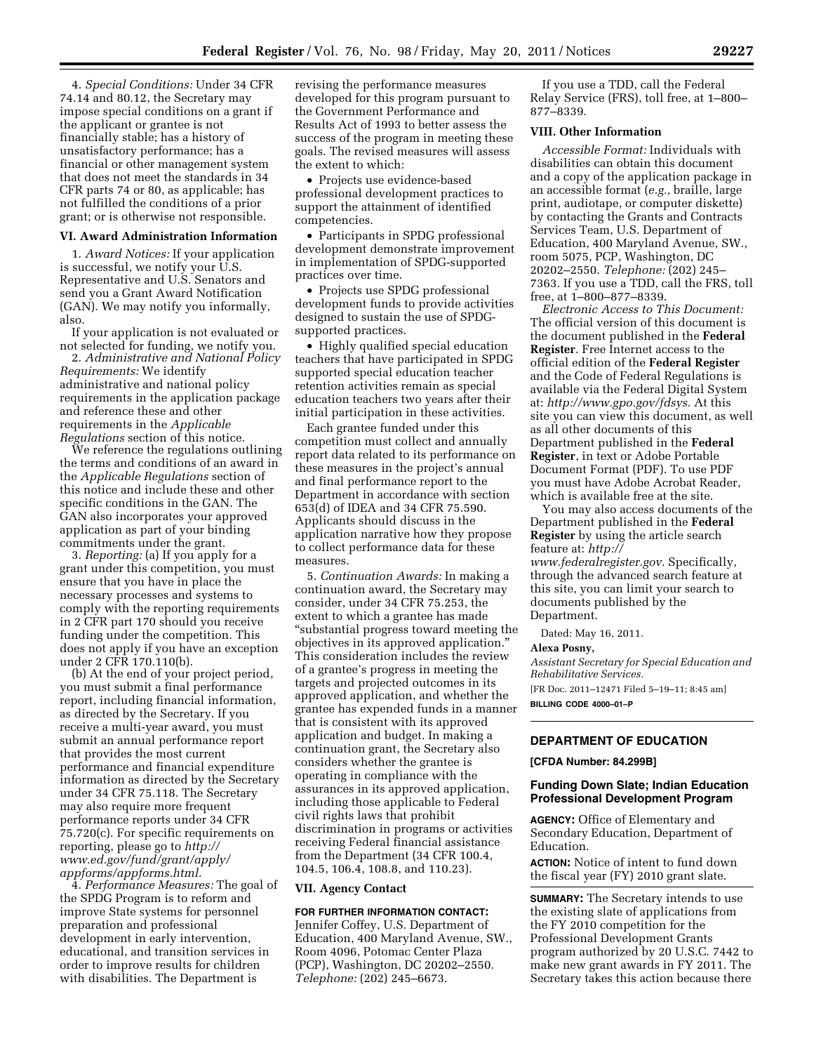4. *Special Conditions:* Under 34 CFR 74.14 and 80.12, the Secretary may impose special conditions on a grant if the applicant or grantee is not financially stable; has a history of unsatisfactory performance; has a financial or other management system that does not meet the standards in 34 CFR parts 74 or 80, as applicable; has not fulfilled the conditions of a prior grant; or is otherwise not responsible.

### VI. Award Administration Information

1. *Award Notices:* If your application is successful, we notify your U.S. Representative and U.S. Senators and send you a Grant Award Notification (GAN). We may notify you informally, also.

If your application is not evaluated or not selected for funding, we notify you.

2. *Administrative and National Policy Requirements:* We identify administrative and national policy requirements in the application package and reference these and other requirements in the *Applicable Regulations* section of this notice.

We reference the regulations outlining the terms and conditions of an award in the *Applicable Regulations* section of this notice and include these and other specific conditions in the GAN. The GAN also incorporates your approved application as part of your binding commitments under the grant.

3. *Reporting:* (a) If you apply for a grant under this competition, you must ensure that you have in place the necessary processes and systems to comply with the reporting requirements in 2 CFR part 170 should you receive funding under the competition. This does not apply if you have an exception under 2 CFR 170.110(b).

(b) At the end of your project period, you must submit a final performance report, including financial information, as directed by the Secretary. If you receive a multi-year award, you must submit an annual performance report that provides the most current performance and financial expenditure information as directed by the Secretary under 34 CFR 75.118. The Secretary may also require more frequent performance reports under 34 CFR 75.720(c). For specific requirements on reporting, please go to *http://www.ed.gov/fund/grant/apply/appforms/appforms.html.*

4. *Performance Measures:* The goal of the SPDG Program is to reform and improve State systems for personnel preparation and professional development in early intervention, educational, and transition services in order to improve results for children with disabilities. The Department is revising the performance measures developed for this program pursuant to the Government Performance and Results Act of 1993 to better assess the success of the program in meeting these goals. The revised measures will assess the extent to which:

- Projects use evidence-based professional development practices to support the attainment of identified competencies.
- Participants in SPDG professional development demonstrate improvement in implementation of SPDG-supported practices over time.
- Projects use SPDG professional development funds to provide activities designed to sustain the use of SPDG-supported practices.
- Highly qualified special education teachers that have participated in SPDG supported special education teacher retention activities remain as special education teachers two years after their initial participation in these activities.

Each grantee funded under this competition must collect and annually report data related to its performance on these measures in the project's annual and final performance report to the Department in accordance with section 653(d) of IDEA and 34 CFR 75.590. Applicants should discuss in the application narrative how they propose to collect performance data for these measures.

5. *Continuation Awards:* In making a continuation award, the Secretary may consider, under 34 CFR 75.253, the extent to which a grantee has made "substantial progress toward meeting the objectives in its approved application." This consideration includes the review of a grantee's progress in meeting the targets and projected outcomes in its approved application, and whether the grantee has expended funds in a manner that is consistent with its approved application and budget. In making a continuation grant, the Secretary also considers whether the grantee is operating in compliance with the assurances in its approved application, including those applicable to Federal civil rights laws that prohibit discrimination in programs or activities receiving Federal financial assistance from the Department (34 CFR 100.4, 104.5, 106.4, 108.8, and 110.23).

### VII. Agency Contact

**FOR FURTHER INFORMATION CONTACT:** Jennifer Coffey, U.S. Department of Education, 400 Maryland Avenue, SW., Room 4096, Potomac Center Plaza (PCP), Washington, DC 20202–2550. *Telephone:* (202) 245–6673.

If you use a TDD, call the Federal Relay Service (FRS), toll free, at 1–800–877–8339.

### VIII. Other Information

*Accessible Format:* Individuals with disabilities can obtain this document and a copy of the application package in an accessible format (*e.g.,* braille, large print, audiotape, or computer diskette) by contacting the Grants and Contracts Services Team, U.S. Department of Education, 400 Maryland Avenue, SW., room 5075, PCP, Washington, DC 20202–2550. *Telephone:* (202) 245–7363. If you use a TDD, call the FRS, toll free, at 1–800–877–8339.

*Electronic Access to This Document:* The official version of this document is the document published in the **Federal Register**. Free Internet access to the official edition of the **Federal Register** and the Code of Federal Regulations is available via the Federal Digital System at: *http://www.gpo.gov/fdsys.* At this site you can view this document, as well as all other documents of this Department published in the **Federal Register**, in text or Adobe Portable Document Format (PDF). To use PDF you must have Adobe Acrobat Reader, which is available free at the site.

You may also access documents of the Department published in the **Federal Register** by using the article search feature at: *http://www.federalregister.gov.* Specifically, through the advanced search feature at this site, you can limit your search to documents published by the Department.

Dated: May 16, 2011.

**Alexa Posny,**

*Assistant Secretary for Special Education and Rehabilitative Services.*

[FR Doc. 2011–12471 Filed 5–19–11; 8:45 am]

**BILLING CODE 4000–01–P**

---

## DEPARTMENT OF EDUCATION

**[CFDA Number: 84.299B]**

### Funding Down Slate; Indian Education Professional Development Program

**AGENCY:** Office of Elementary and Secondary Education, Department of Education.

**ACTION:** Notice of intent to fund down the fiscal year (FY) 2010 grant slate.

**SUMMARY:** The Secretary intends to use the existing slate of applications from the FY 2010 competition for the Professional Development Grants program authorized by 20 U.S.C. 7442 to make new grant awards in FY 2011. The Secretary takes this action because there